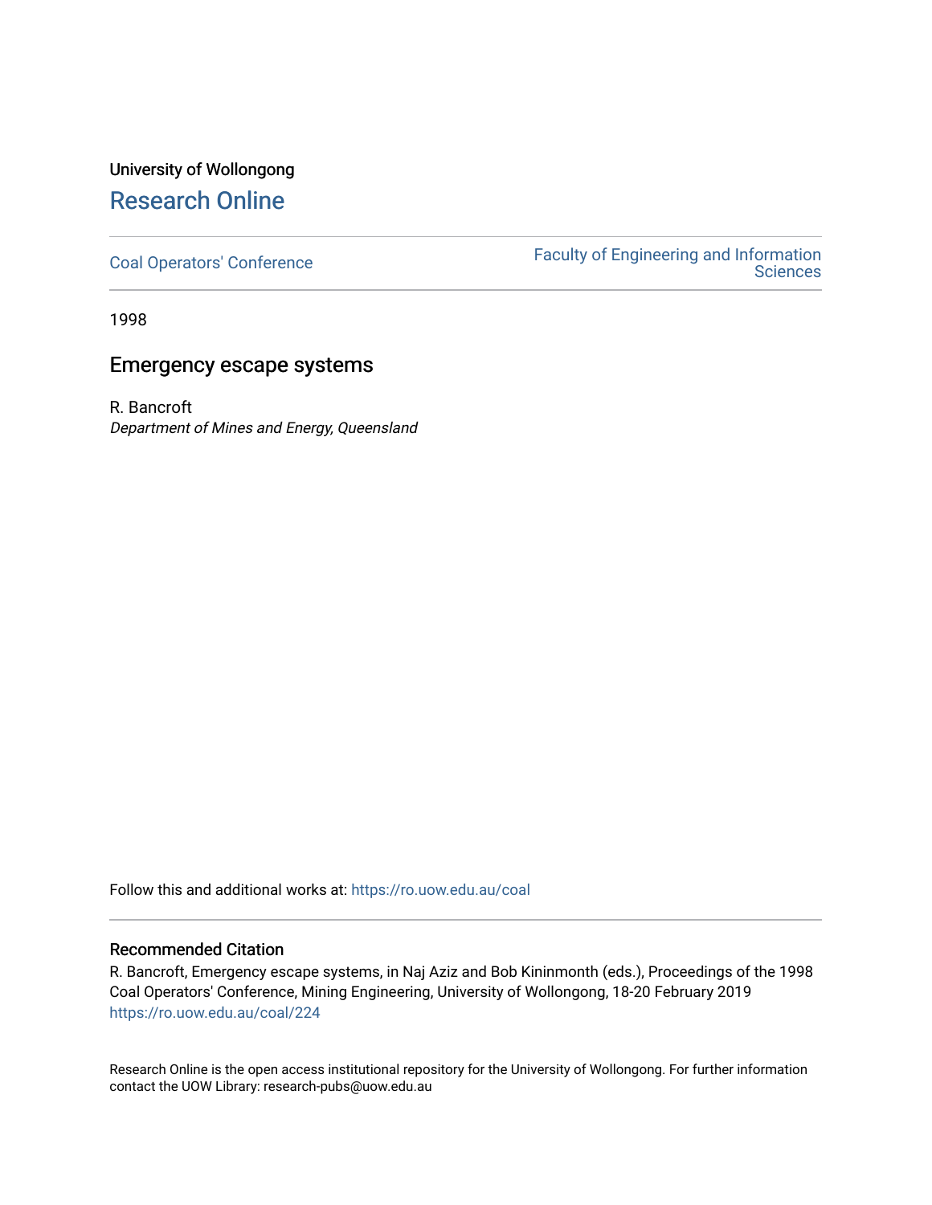University of Wollongong

# Research Online

Coal Operators' Conference

Faculty of Engineering and Information Sciences

1998

## Emergency escape systems

R. Bancroft
*Department of Mines and Energy, Queensland*

Follow this and additional works at: https://ro.uow.edu.au/coal

### Recommended Citation

R. Bancroft, Emergency escape systems, in Naj Aziz and Bob Kininmonth (eds.), Proceedings of the 1998 Coal Operators' Conference, Mining Engineering, University of Wollongong, 18-20 February 2019
https://ro.uow.edu.au/coal/224

Research Online is the open access institutional repository for the University of Wollongong. For further information contact the UOW Library: research-pubs@uow.edu.au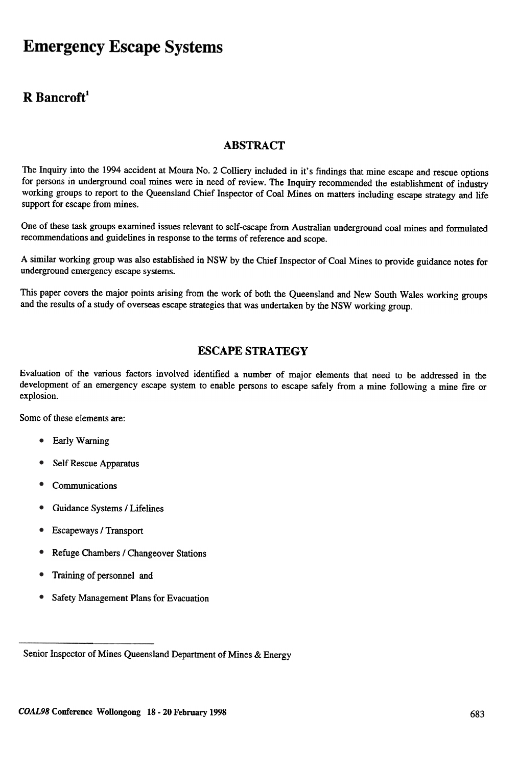# Emergency Escape Systems

## R Bancroft[1]

### ABSTRACT

The Inquiry into the 1994 accident at Moura No. 2 Colliery included in it's findings that mine escape and rescue options for persons in underground coal mines were in need of review. The Inquiry recommended the establishment of industry working groups to report to the Queensland Chief Inspector of Coal Mines on matters including escape strategy and life support for escape from mines.

One of these task groups examined issues relevant to self-escape from Australian underground coal mines and formulated recommendations and guidelines in response to the terms of reference and scope.

A similar working group was also established in NSW by the Chief Inspector of Coal Mines to provide guidance notes for underground emergency escape systems.

This paper covers the major points arising from the work of both the Queensland and New South Wales working groups and the results of a study of overseas escape strategies that was undertaken by the NSW working group.

### ESCAPE STRATEGY

Evaluation of the various factors involved identified a number of major elements that need to be addressed in the development of an emergency escape system to enable persons to escape safely from a mine following a mine fire or explosion.

Some of these elements are:

- Early Warning
- Self Rescue Apparatus
- Communications
- Guidance Systems / Lifelines
- Escapeways / Transport
- Refuge Chambers / Changeover Stations
- Training of personnel and
- Safety Management Plans for Evacuation

---

[1] Senior Inspector of Mines Queensland Department of Mines & Energy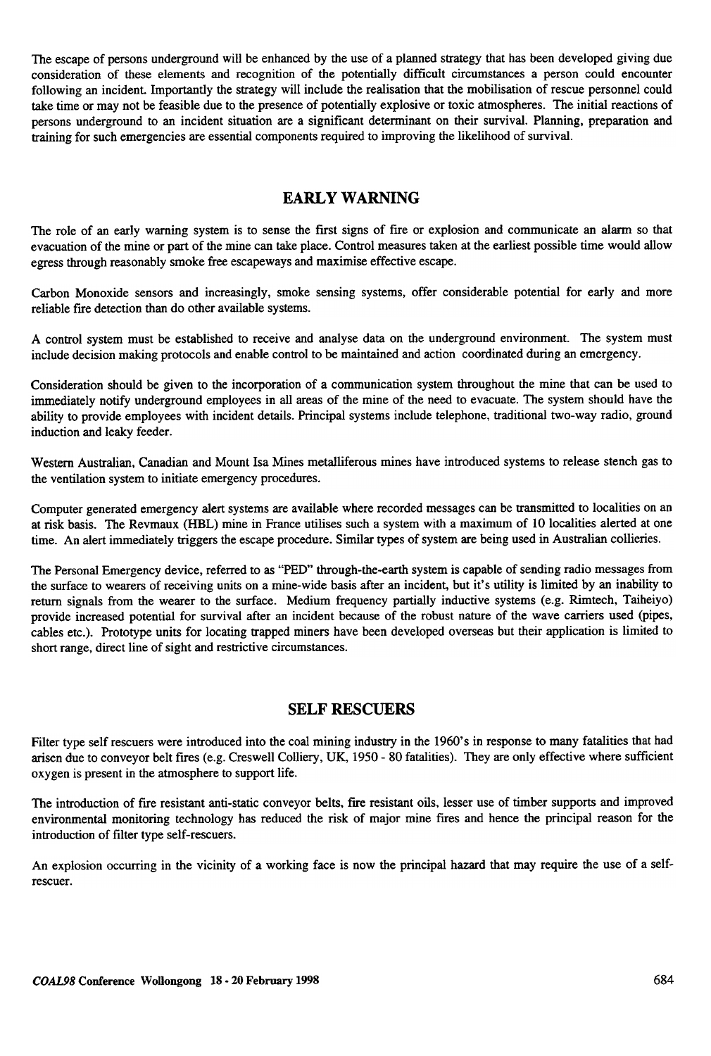The escape of persons underground will be enhanced by the use of a planned strategy that has been developed giving due consideration of these elements and recognition of the potentially difficult circumstances a person could encounter following an incident. Importantly the strategy will include the realisation that the mobilisation of rescue personnel could take time or may not be feasible due to the presence of potentially explosive or toxic atmospheres. The initial reactions of persons underground to an incident situation are a significant determinant on their survival. Planning, preparation and training for such emergencies are essential components required to improving the likelihood of survival.

## EARLY WARNING

The role of an early warning system is to sense the first signs of fire or explosion and communicate an alarm so that evacuation of the mine or part of the mine can take place. Control measures taken at the earliest possible time would allow egress through reasonably smoke free escapeways and maximise effective escape.

Carbon Monoxide sensors and increasingly, smoke sensing systems, offer considerable potential for early and more reliable fire detection than do other available systems.

A control system must be established to receive and analyse data on the underground environment. The system must include decision making protocols and enable control to be maintained and action coordinated during an emergency.

Consideration should be given to the incorporation of a communication system throughout the mine that can be used to immediately notify underground employees in all areas of the mine of the need to evacuate. The system should have the ability to provide employees with incident details. Principal systems include telephone, traditional two-way radio, ground induction and leaky feeder.

Western Australian, Canadian and Mount Isa Mines metalliferous mines have introduced systems to release stench gas to the ventilation system to initiate emergency procedures.

Computer generated emergency alert systems are available where recorded messages can be transmitted to localities on an at risk basis. The Revmaux (HBL) mine in France utilises such a system with a maximum of 10 localities alerted at one time. An alert immediately triggers the escape procedure. Similar types of system are being used in Australian collieries.

The Personal Emergency device, referred to as "PED" through-the-earth system is capable of sending radio messages from the surface to wearers of receiving units on a mine-wide basis after an incident, but it's utility is limited by an inability to return signals from the wearer to the surface. Medium frequency partially inductive systems (e.g. Rimtech, Taiheiyo) provide increased potential for survival after an incident because of the robust nature of the wave carriers used (pipes, cables etc.). Prototype units for locating trapped miners have been developed overseas but their application is limited to short range, direct line of sight and restrictive circumstances.

## SELF RESCUERS

Filter type self rescuers were introduced into the coal mining industry in the 1960's in response to many fatalities that had arisen due to conveyor belt fires (e.g. Creswell Colliery, UK, 1950 - 80 fatalities). They are only effective where sufficient oxygen is present in the atmosphere to support life.

The introduction of fire resistant anti-static conveyor belts, fire resistant oils, lesser use of timber supports and improved environmental monitoring technology has reduced the risk of major mine fires and hence the principal reason for the introduction of filter type self-rescuers.

An explosion occurring in the vicinity of a working face is now the principal hazard that may require the use of a self-rescuer.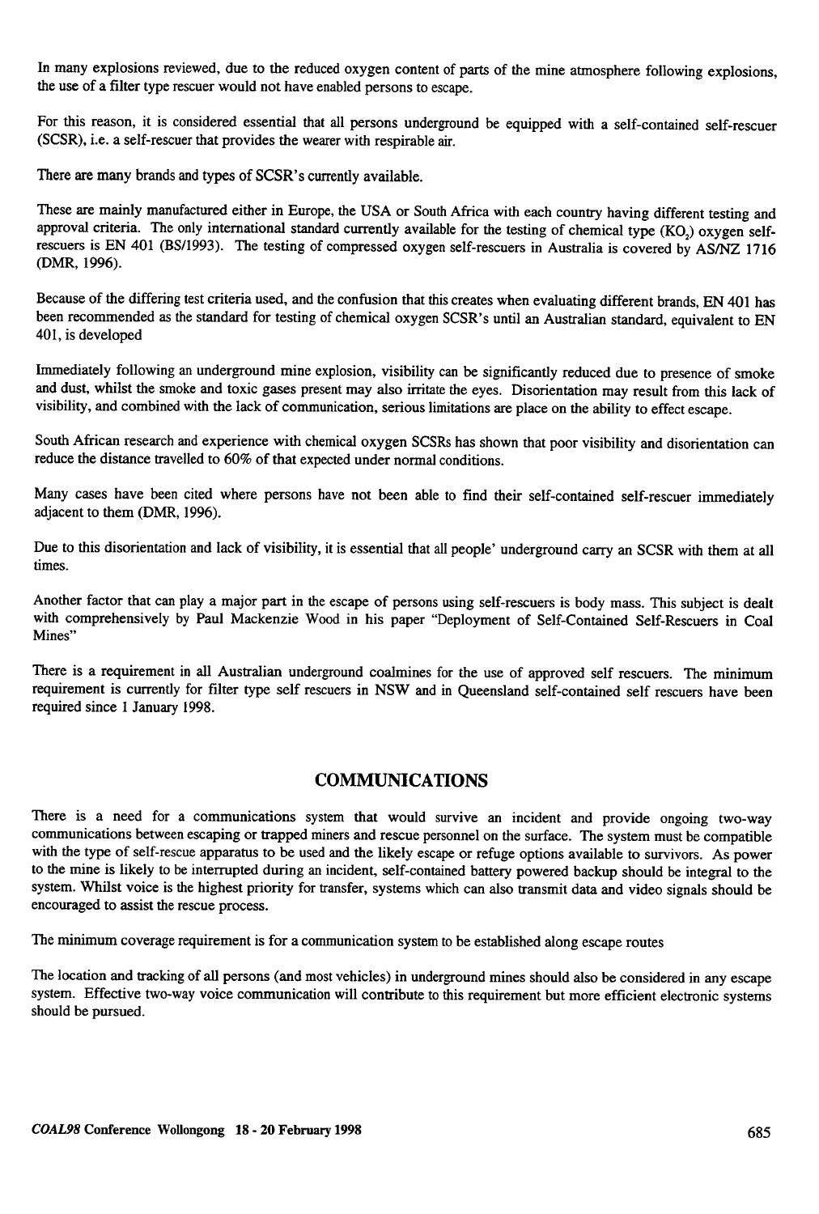In many explosions reviewed, due to the reduced oxygen content of parts of the mine atmosphere following explosions, the use of a filter type rescuer would not have enabled persons to escape.

For this reason, it is considered essential that all persons underground be equipped with a self-contained self-rescuer (SCSR), i.e. a self-rescuer that provides the wearer with respirable air.

There are many brands and types of SCSR's currently available.

These are mainly manufactured either in Europe, the USA or South Africa with each country having different testing and approval criteria. The only international standard currently available for the testing of chemical type ($KO_2$) oxygen self-rescuers is EN 401 (BS/1993). The testing of compressed oxygen self-rescuers in Australia is covered by AS/NZ 1716 (DMR, 1996).

Because of the differing test criteria used, and the confusion that this creates when evaluating different brands, EN 401 has been recommended as the standard for testing of chemical oxygen SCSR's until an Australian standard, equivalent to EN 401, is developed

Immediately following an underground mine explosion, visibility can be significantly reduced due to presence of smoke and dust, whilst the smoke and toxic gases present may also irritate the eyes. Disorientation may result from this lack of visibility, and combined with the lack of communication, serious limitations are place on the ability to effect escape.

South African research and experience with chemical oxygen SCSRs has shown that poor visibility and disorientation can reduce the distance travelled to 60% of that expected under normal conditions.

Many cases have been cited where persons have not been able to find their self-contained self-rescuer immediately adjacent to them (DMR, 1996).

Due to this disorientation and lack of visibility, it is essential that all people' underground carry an SCSR with them at all times.

Another factor that can play a major part in the escape of persons using self-rescuers is body mass. This subject is dealt with comprehensively by Paul Mackenzie Wood in his paper "Deployment of Self-Contained Self-Rescuers in Coal Mines"

There is a requirement in all Australian underground coalmines for the use of approved self rescuers. The minimum requirement is currently for filter type self rescuers in NSW and in Queensland self-contained self rescuers have been required since 1 January 1998.

## COMMUNICATIONS

There is a need for a communications system that would survive an incident and provide ongoing two-way communications between escaping or trapped miners and rescue personnel on the surface. The system must be compatible with the type of self-rescue apparatus to be used and the likely escape or refuge options available to survivors. As power to the mine is likely to be interrupted during an incident, self-contained battery powered backup should be integral to the system. Whilst voice is the highest priority for transfer, systems which can also transmit data and video signals should be encouraged to assist the rescue process.

The minimum coverage requirement is for a communication system to be established along escape routes

The location and tracking of all persons (and most vehicles) in underground mines should also be considered in any escape system. Effective two-way voice communication will contribute to this requirement but more efficient electronic systems should be pursued.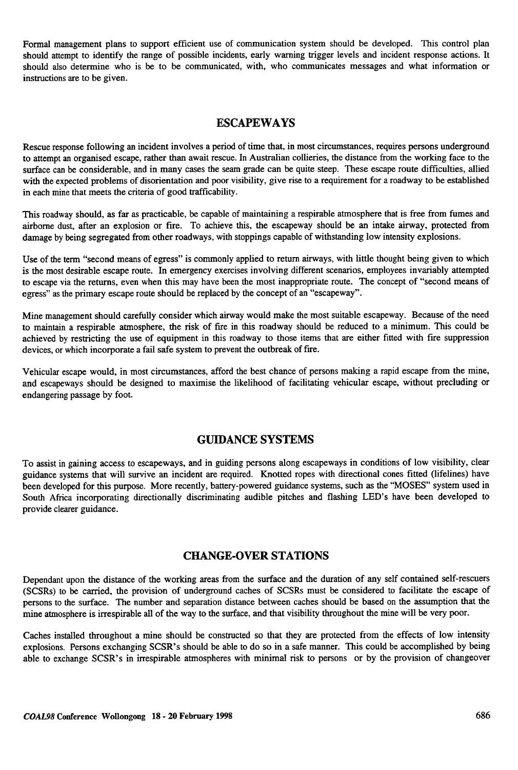Formal management plans to support efficient use of communication system should be developed. This control plan should attempt to identify the range of possible incidents, early warning trigger levels and incident response actions. It should also determine who is be to be communicated, with, who communicates messages and what information or instructions are to be given.

## ESCAPEWAYS

Rescue response following an incident involves a period of time that, in most circumstances, requires persons underground to attempt an organised escape, rather than await rescue. In Australian collieries, the distance from the working face to the surface can be considerable, and in many cases the seam grade can be quite steep. These escape route difficulties, allied with the expected problems of disorientation and poor visibility, give rise to a requirement for a roadway to be established in each mine that meets the criteria of good trafficability.

This roadway should, as far as practicable, be capable of maintaining a respirable atmosphere that is free from fumes and airborne dust, after an explosion or fire. To achieve this, the escapeway should be an intake airway, protected from damage by being segregated from other roadways, with stoppings capable of withstanding low intensity explosions.

Use of the term "second means of egress" is commonly applied to return airways, with little thought being given to which is the most desirable escape route. In emergency exercises involving different scenarios, employees invariably attempted to escape via the returns, even when this may have been the most inappropriate route. The concept of "second means of egress" as the primary escape route should be replaced by the concept of an "escapeway".

Mine management should carefully consider which airway would make the most suitable escapeway. Because of the need to maintain a respirable atmosphere, the risk of fire in this roadway should be reduced to a minimum. This could be achieved by restricting the use of equipment in this roadway to those items that are either fitted with fire suppression devices, or which incorporate a fail safe system to prevent the outbreak of fire.

Vehicular escape would, in most circumstances, afford the best chance of persons making a rapid escape from the mine, and escapeways should be designed to maximise the likelihood of facilitating vehicular escape, without precluding or endangering passage by foot.

## GUIDANCE SYSTEMS

To assist in gaining access to escapeways, and in guiding persons along escapeways in conditions of low visibility, clear guidance systems that will survive an incident are required. Knotted ropes with directional cones fitted (lifelines) have been developed for this purpose. More recently, battery-powered guidance systems, such as the "MOSES" system used in South Africa incorporating directionally discriminating audible pitches and flashing LED's have been developed to provide clearer guidance.

## CHANGE-OVER STATIONS

Dependant upon the distance of the working areas from the surface and the duration of any self contained self-rescuers (SCSRs) to be carried, the provision of underground caches of SCSRs must be considered to facilitate the escape of persons to the surface. The number and separation distance between caches should be based on the assumption that the mine atmosphere is irrespirable all of the way to the surface, and that visibility throughout the mine will be very poor.

Caches installed throughout a mine should be constructed so that they are protected from the effects of low intensity explosions. Persons exchanging SCSR's should be able to do so in a safe manner. This could be accomplished by being able to exchange SCSR's in irrespirable atmospheres with minimal risk to persons or by the provision of changeover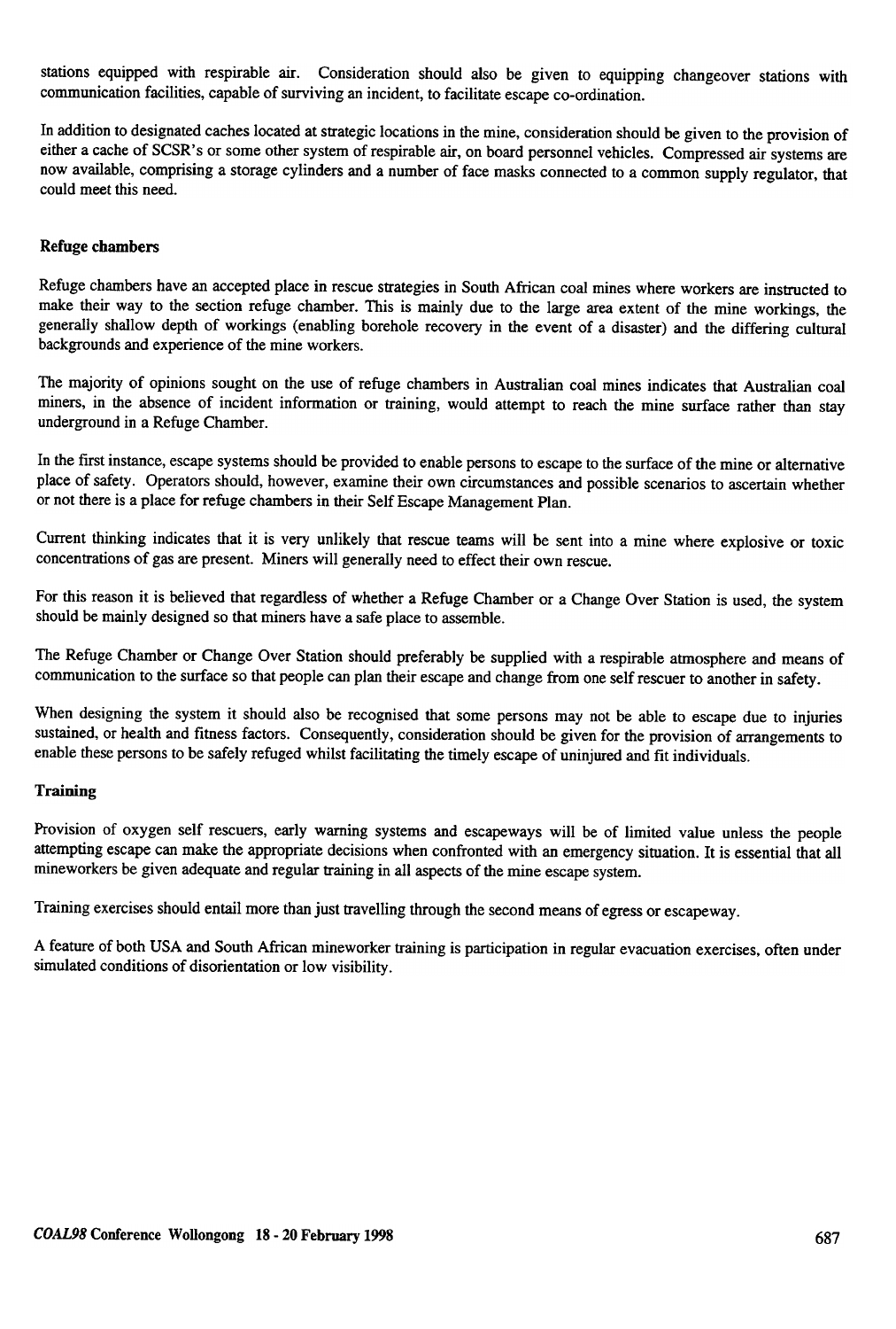stations equipped with respirable air. Consideration should also be given to equipping changeover stations with communication facilities, capable of surviving an incident, to facilitate escape co-ordination.

In addition to designated caches located at strategic locations in the mine, consideration should be given to the provision of either a cache of SCSR's or some other system of respirable air, on board personnel vehicles. Compressed air systems are now available, comprising a storage cylinders and a number of face masks connected to a common supply regulator, that could meet this need.

### Refuge chambers

Refuge chambers have an accepted place in rescue strategies in South African coal mines where workers are instructed to make their way to the section refuge chamber. This is mainly due to the large area extent of the mine workings, the generally shallow depth of workings (enabling borehole recovery in the event of a disaster) and the differing cultural backgrounds and experience of the mine workers.

The majority of opinions sought on the use of refuge chambers in Australian coal mines indicates that Australian coal miners, in the absence of incident information or training, would attempt to reach the mine surface rather than stay underground in a Refuge Chamber.

In the first instance, escape systems should be provided to enable persons to escape to the surface of the mine or alternative place of safety. Operators should, however, examine their own circumstances and possible scenarios to ascertain whether or not there is a place for refuge chambers in their Self Escape Management Plan.

Current thinking indicates that it is very unlikely that rescue teams will be sent into a mine where explosive or toxic concentrations of gas are present. Miners will generally need to effect their own rescue.

For this reason it is believed that regardless of whether a Refuge Chamber or a Change Over Station is used, the system should be mainly designed so that miners have a safe place to assemble.

The Refuge Chamber or Change Over Station should preferably be supplied with a respirable atmosphere and means of communication to the surface so that people can plan their escape and change from one self rescuer to another in safety.

When designing the system it should also be recognised that some persons may not be able to escape due to injuries sustained, or health and fitness factors. Consequently, consideration should be given for the provision of arrangements to enable these persons to be safely refuged whilst facilitating the timely escape of uninjured and fit individuals.

### Training

Provision of oxygen self rescuers, early warning systems and escapeways will be of limited value unless the people attempting escape can make the appropriate decisions when confronted with an emergency situation. It is essential that all mineworkers be given adequate and regular training in all aspects of the mine escape system.

Training exercises should entail more than just travelling through the second means of egress or escapeway.

A feature of both USA and South African mineworker training is participation in regular evacuation exercises, often under simulated conditions of disorientation or low visibility.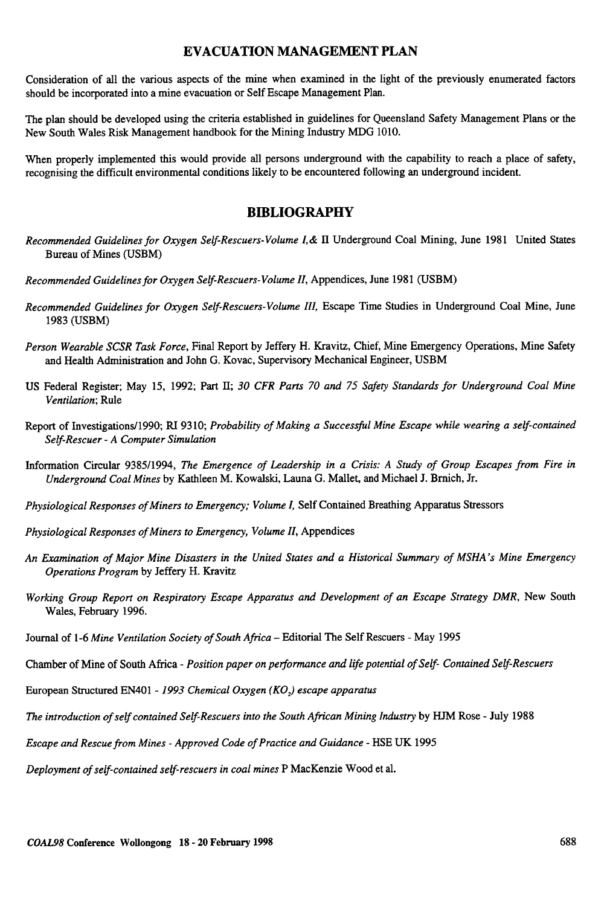## EVACUATION MANAGEMENT PLAN

Consideration of all the various aspects of the mine when examined in the light of the previously enumerated factors should be incorporated into a mine evacuation or Self Escape Management Plan.

The plan should be developed using the criteria established in guidelines for Queensland Safety Management Plans or the New South Wales Risk Management handbook for the Mining Industry MDG 1010.

When properly implemented this would provide all persons underground with the capability to reach a place of safety, recognising the difficult environmental conditions likely to be encountered following an underground incident.

## BIBLIOGRAPHY

*Recommended Guidelines for Oxygen Self-Rescuers-Volume I,&* II Underground Coal Mining, June 1981 United States Bureau of Mines (USBM)

*Recommended Guidelines for Oxygen Self-Rescuers-Volume II*, Appendices, June 1981 (USBM)

*Recommended Guidelines for Oxygen Self-Rescuers-Volume III*, Escape Time Studies in Underground Coal Mine, June 1983 (USBM)

*Person Wearable SCSR Task Force*, Final Report by Jeffery H. Kravitz, Chief, Mine Emergency Operations, Mine Safety and Health Administration and John G. Kovac, Supervisory Mechanical Engineer, USBM

US Federal Register; May 15, 1992; Part II; *30 CFR Parts 70 and 75 Safety Standards for Underground Coal Mine Ventilation*; Rule

Report of Investigations/1990; RI 9310; *Probability of Making a Successful Mine Escape while wearing a self-contained Self-Rescuer - A Computer Simulation*

Information Circular 9385/1994, *The Emergence of Leadership in a Crisis: A Study of Group Escapes from Fire in Underground Coal Mines* by Kathleen M. Kowalski, Launa G. Mallet, and Michael J. Brnich, Jr.

*Physiological Responses of Miners to Emergency; Volume I*, Self Contained Breathing Apparatus Stressors

*Physiological Responses of Miners to Emergency, Volume II*, Appendices

*An Examination of Major Mine Disasters in the United States and a Historical Summary of MSHA's Mine Emergency Operations Program* by Jeffery H. Kravitz

*Working Group Report on Respiratory Escape Apparatus and Development of an Escape Strategy DMR*, New South Wales, February 1996.

Journal of 1-6 *Mine Ventilation Society of South Africa* – Editorial The Self Rescuers - May 1995

Chamber of Mine of South Africa - *Position paper on performance and life potential of Self- Contained Self-Rescuers*

European Structured EN401 - *1993 Chemical Oxygen ($KO_2$) escape apparatus*

*The introduction of self contained Self-Rescuers into the South African Mining Industry* by HJM Rose - July 1988

*Escape and Rescue from Mines - Approved Code of Practice and Guidance* - HSE UK 1995

*Deployment of self-contained self-rescuers in coal mines* P MacKenzie Wood et al.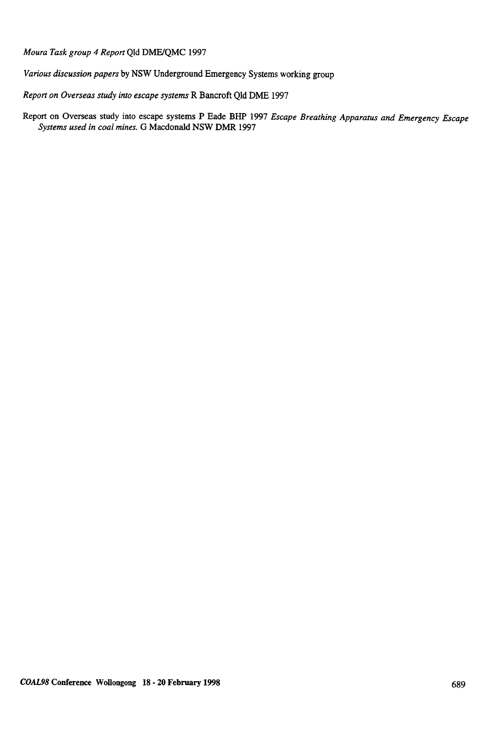*Moura Task group 4 Report* Qld DME/QMC 1997

*Various discussion papers* by NSW Underground Emergency Systems working group

*Report on Overseas study into escape systems* R Bancroft Qld DME 1997

Report on Overseas study into escape systems P Eade BHP 1997 *Escape Breathing Apparatus and Emergency Escape Systems used in coal mines.* G Macdonald NSW DMR 1997